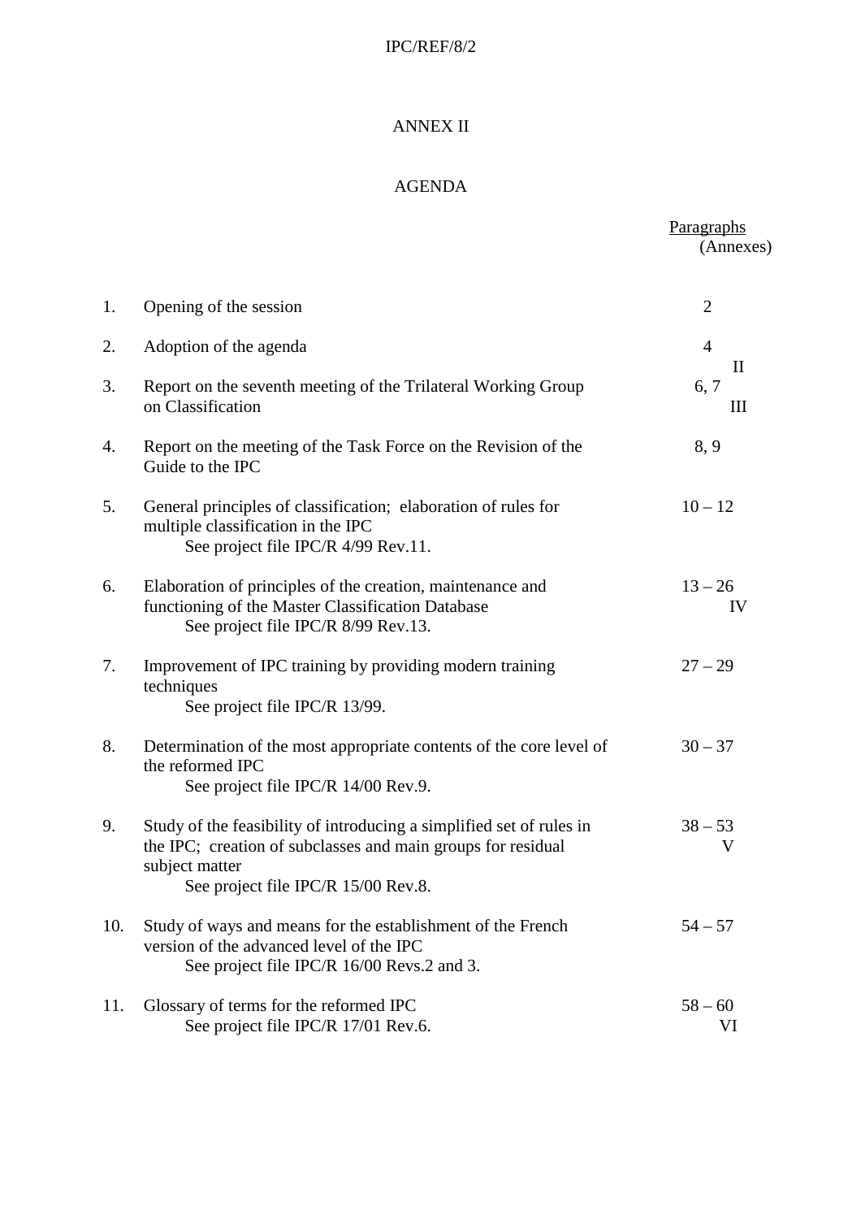ANNEX II

AGENDA

| | | Paragraphs (Annexes) |
|---|---|---|
| 1. | Opening of the session | 2 |
| 2. | Adoption of the agenda | 4 (II) |
| 3. | Report on the seventh meeting of the Trilateral Working Group on Classification | 6, 7 (III) |
| 4. | Report on the meeting of the Task Force on the Revision of the Guide to the IPC | 8, 9 |
| 5. | General principles of classification; elaboration of rules for multiple classification in the IPC<br>See project file IPC/R 4/99 Rev.11. | 10 – 12 |
| 6. | Elaboration of principles of the creation, maintenance and functioning of the Master Classification Database<br>See project file IPC/R 8/99 Rev.13. | 13 – 26 (IV) |
| 7. | Improvement of IPC training by providing modern training techniques<br>See project file IPC/R 13/99. | 27 – 29 |
| 8. | Determination of the most appropriate contents of the core level of the reformed IPC<br>See project file IPC/R 14/00 Rev.9. | 30 – 37 |
| 9. | Study of the feasibility of introducing a simplified set of rules in the IPC; creation of subclasses and main groups for residual subject matter<br>See project file IPC/R 15/00 Rev.8. | 38 – 53 (V) |
| 10. | Study of ways and means for the establishment of the French version of the advanced level of the IPC<br>See project file IPC/R 16/00 Revs.2 and 3. | 54 – 57 |
| 11. | Glossary of terms for the reformed IPC<br>See project file IPC/R 17/01 Rev.6. | 58 – 60 (VI) |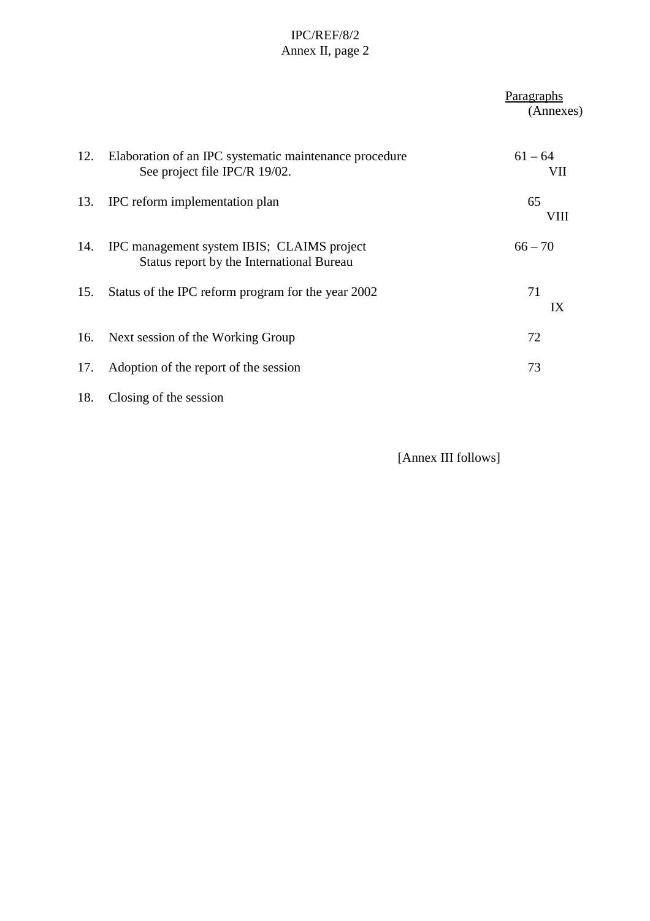| | | Paragraphs (Annexes) |
|---|---|---|
| 12. | Elaboration of an IPC systematic maintenance procedure<br>See project file IPC/R 19/02. | 61 – 64<br>VII |
| 13. | IPC reform implementation plan | 65<br>VIII |
| 14. | IPC management system IBIS; CLAIMS project<br>Status report by the International Bureau | 66 – 70 |
| 15. | Status of the IPC reform program for the year 2002 | 71<br>IX |
| 16. | Next session of the Working Group | 72 |
| 17. | Adoption of the report of the session | 73 |
| 18. | Closing of the session | |

[Annex III follows]